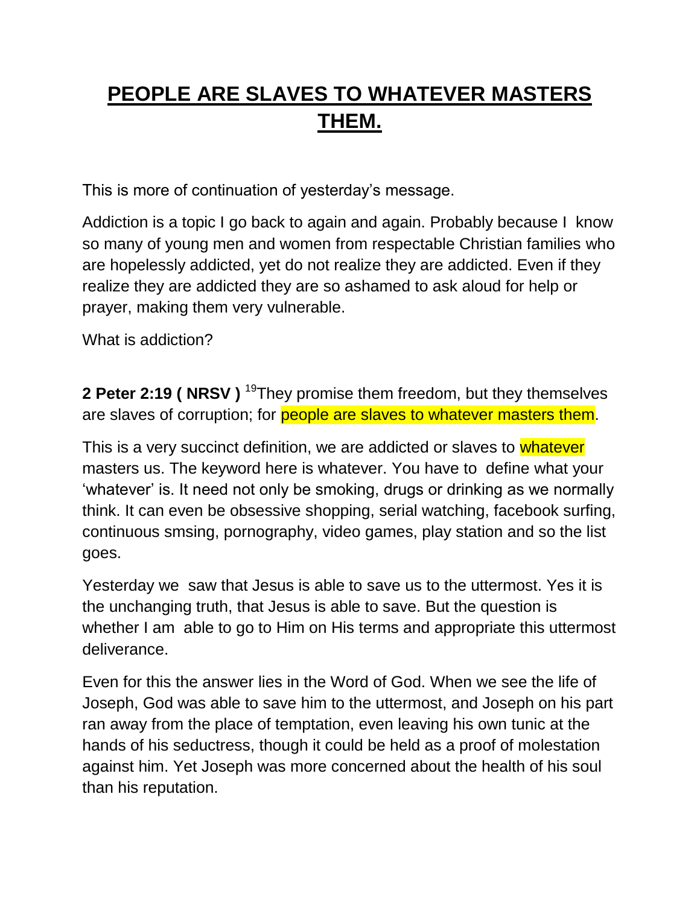# PEOPLE ARE SLAVES TO WHATEVER MASTERS THEM.

This is more of continuation of yesterday's message.

Addiction is a topic I go back to again and again. Probably because I know so many of young men and women from respectable Christian families who are hopelessly addicted, yet do not realize they are addicted. Even if they realize they are addicted they are so ashamed to ask aloud for help or prayer, making them very vulnerable.

What is addiction?

**2 Peter 2:19 ( NRSV )** [19]They promise them freedom, but they themselves are slaves of corruption; for people are slaves to whatever masters them.

This is a very succinct definition, we are addicted or slaves to whatever masters us. The keyword here is whatever. You have to define what your 'whatever' is. It need not only be smoking, drugs or drinking as we normally think. It can even be obsessive shopping, serial watching, facebook surfing, continuous smsing, pornography, video games, play station and so the list goes.

Yesterday we saw that Jesus is able to save us to the uttermost. Yes it is the unchanging truth, that Jesus is able to save. But the question is whether I am able to go to Him on His terms and appropriate this uttermost deliverance.

Even for this the answer lies in the Word of God. When we see the life of Joseph, God was able to save him to the uttermost, and Joseph on his part ran away from the place of temptation, even leaving his own tunic at the hands of his seductress, though it could be held as a proof of molestation against him. Yet Joseph was more concerned about the health of his soul than his reputation.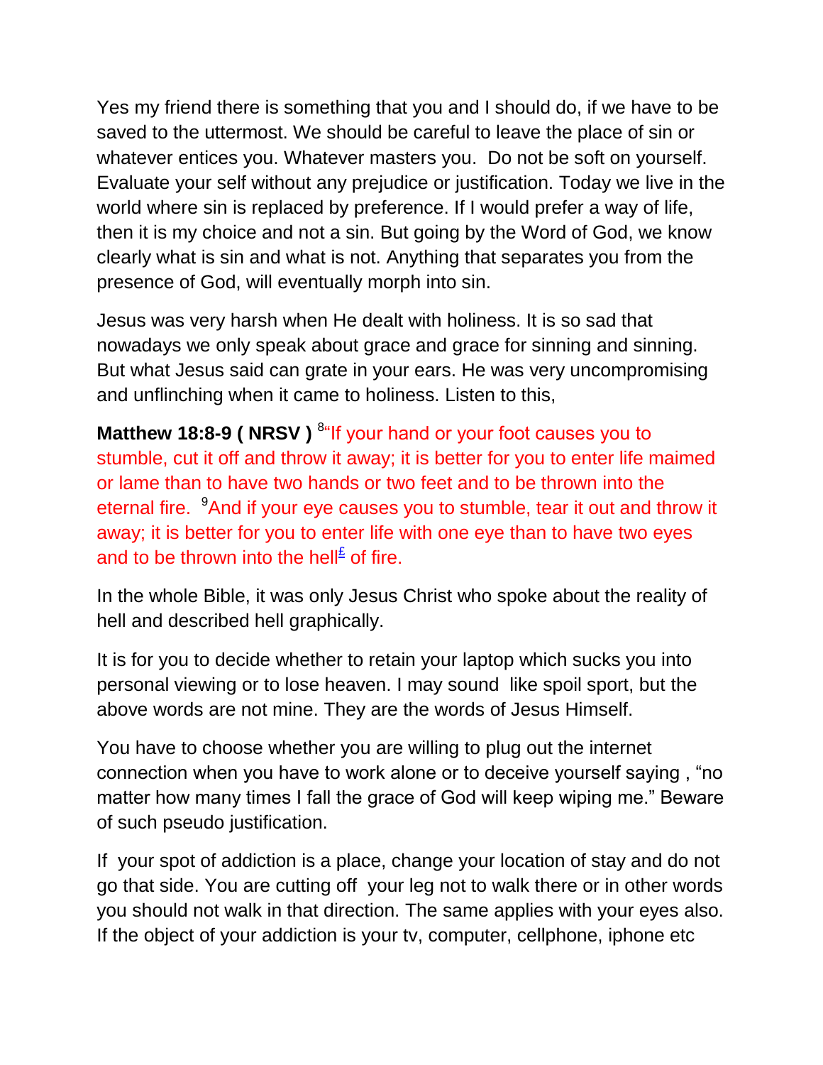Yes my friend there is something that you and I should do, if we have to be saved to the uttermost. We should be careful to leave the place of sin or whatever entices you. Whatever masters you. Do not be soft on yourself. Evaluate your self without any prejudice or justification. Today we live in the world where sin is replaced by preference. If I would prefer a way of life, then it is my choice and not a sin. But going by the Word of God, we know clearly what is sin and what is not. Anything that separates you from the presence of God, will eventually morph into sin.

Jesus was very harsh when He dealt with holiness. It is so sad that nowadays we only speak about grace and grace for sinning and sinning. But what Jesus said can grate in your ears. He was very uncompromising and unflinching when it came to holiness. Listen to this,

**Matthew 18:8-9 ( NRSV )** [8]"If your hand or your foot causes you to stumble, cut it off and throw it away; it is better for you to enter life maimed or lame than to have two hands or two feet and to be thrown into the eternal fire. [9]And if your eye causes you to stumble, tear it out and throw it away; it is better for you to enter life with one eye than to have two eyes and to be thrown into the hell[£] of fire.

In the whole Bible, it was only Jesus Christ who spoke about the reality of hell and described hell graphically.

It is for you to decide whether to retain your laptop which sucks you into personal viewing or to lose heaven. I may sound like spoil sport, but the above words are not mine. They are the words of Jesus Himself.

You have to choose whether you are willing to plug out the internet connection when you have to work alone or to deceive yourself saying , "no matter how many times I fall the grace of God will keep wiping me." Beware of such pseudo justification.

If your spot of addiction is a place, change your location of stay and do not go that side. You are cutting off your leg not to walk there or in other words you should not walk in that direction. The same applies with your eyes also. If the object of your addiction is your tv, computer, cellphone, iphone etc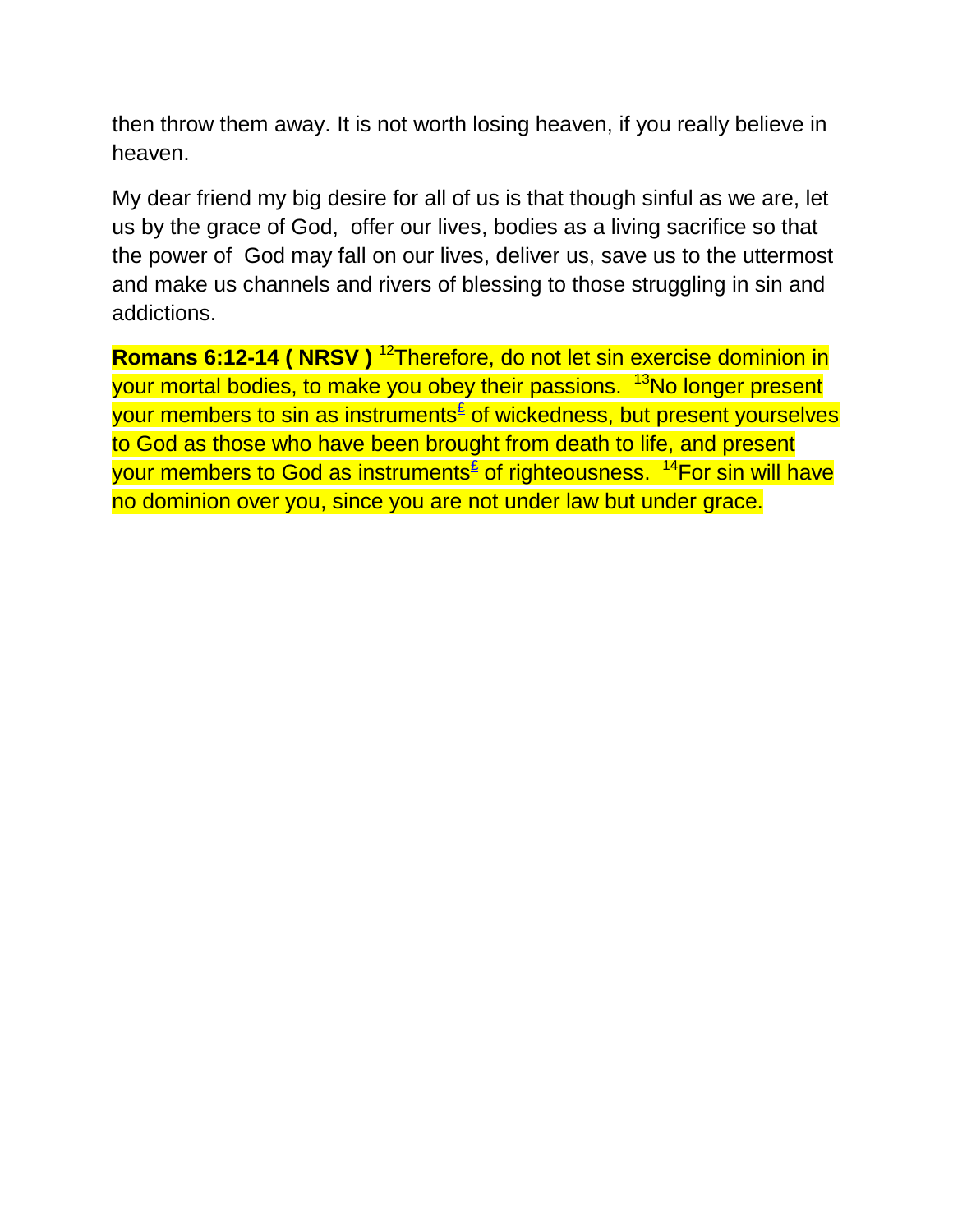then throw them away. It is not worth losing heaven, if you really believe in heaven.

My dear friend my big desire for all of us is that though sinful as we are, let us by the grace of God, offer our lives, bodies as a living sacrifice so that the power of God may fall on our lives, deliver us, save us to the uttermost and make us channels and rivers of blessing to those struggling in sin and addictions.

**Romans 6:12-14 ( NRSV )** [12]Therefore, do not let sin exercise dominion in your mortal bodies, to make you obey their passions. [13]No longer present your members to sin as instruments[£] of wickedness, but present yourselves to God as those who have been brought from death to life, and present your members to God as instruments[£] of righteousness. [14]For sin will have no dominion over you, since you are not under law but under grace.